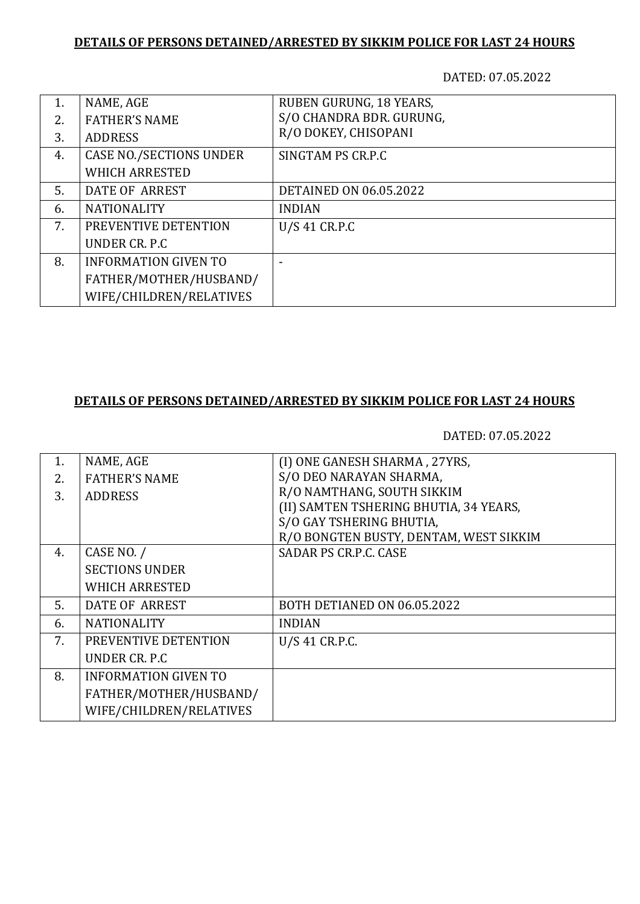**DETAILS OF PERSONS DETAINED/ARRESTED BY SIKKIM POLICE FOR LAST 24 HOURS**

DATED: 07.05.2022

| | | |
|---|---|---|
| 1.<br>2.<br>3. | NAME, AGE<br>FATHER'S NAME<br>ADDRESS | RUBEN GURUNG, 18 YEARS,<br>S/O CHANDRA BDR. GURUNG,<br>R/O DOKEY, CHISOPANI |
| 4. | CASE NO./SECTIONS UNDER WHICH ARRESTED | SINGTAM PS CR.P.C |
| 5. | DATE OF ARREST | DETAINED ON 06.05.2022 |
| 6. | NATIONALITY | INDIAN |
| 7. | PREVENTIVE DETENTION UNDER CR. P.C | U/S 41 CR.P.C |
| 8. | INFORMATION GIVEN TO FATHER/MOTHER/HUSBAND/ WIFE/CHILDREN/RELATIVES | - |

**DETAILS OF PERSONS DETAINED/ARRESTED BY SIKKIM POLICE FOR LAST 24 HOURS**

DATED: 07.05.2022

| | | |
|---|---|---|
| 1.<br>2.<br>3. | NAME, AGE<br>FATHER'S NAME<br>ADDRESS | (I) ONE GANESH SHARMA , 27YRS,<br>S/O DEO NARAYAN SHARMA,<br>R/O NAMTHANG, SOUTH SIKKIM<br>(II) SAMTEN TSHERING BHUTIA, 34 YEARS,<br>S/O GAY TSHERING BHUTIA,<br>R/O BONGTEN BUSTY, DENTAM, WEST SIKKIM |
| 4. | CASE NO. / SECTIONS UNDER WHICH ARRESTED | SADAR PS CR.P.C. CASE |
| 5. | DATE OF ARREST | BOTH DETIANED ON 06.05.2022 |
| 6. | NATIONALITY | INDIAN |
| 7. | PREVENTIVE DETENTION UNDER CR. P.C | U/S 41 CR.P.C. |
| 8. | INFORMATION GIVEN TO FATHER/MOTHER/HUSBAND/ WIFE/CHILDREN/RELATIVES | |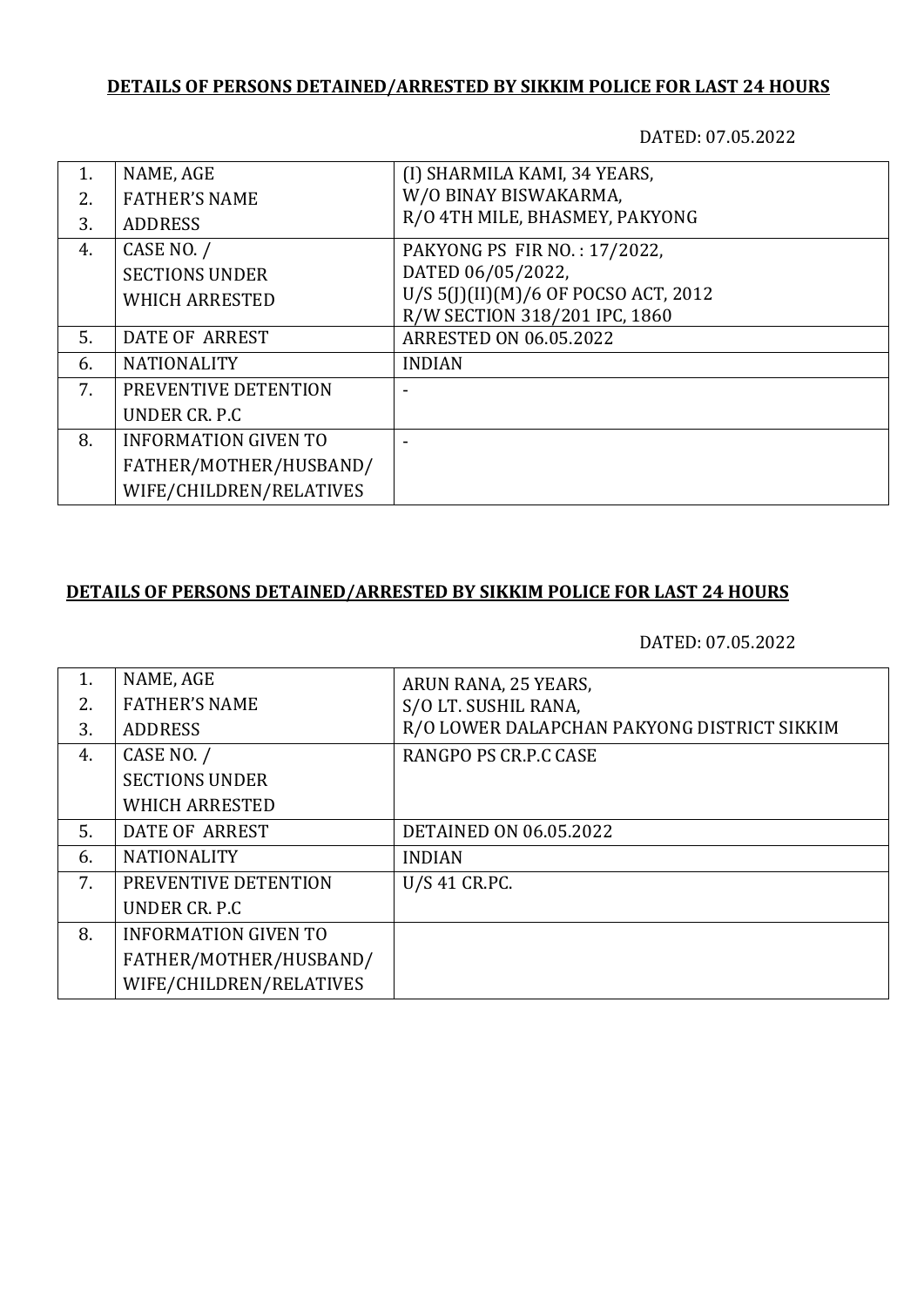**DETAILS OF PERSONS DETAINED/ARRESTED BY SIKKIM POLICE FOR LAST 24 HOURS**

DATED: 07.05.2022

| | | |
|---|---|---|
| 1.<br>2.<br>3. | NAME, AGE<br>FATHER'S NAME<br>ADDRESS | (I) SHARMILA KAMI, 34 YEARS,<br>W/O BINAY BISWAKARMA,<br>R/O 4TH MILE, BHASMEY, PAKYONG |
| 4. | CASE NO. /<br>SECTIONS UNDER<br>WHICH ARRESTED | PAKYONG PS FIR NO. : 17/2022,<br>DATED 06/05/2022,<br>U/S 5(J)(II)(M)/6 OF POCSO ACT, 2012<br>R/W SECTION 318/201 IPC, 1860 |
| 5. | DATE OF ARREST | ARRESTED ON 06.05.2022 |
| 6. | NATIONALITY | INDIAN |
| 7. | PREVENTIVE DETENTION<br>UNDER CR. P.C | - |
| 8. | INFORMATION GIVEN TO<br>FATHER/MOTHER/HUSBAND/<br>WIFE/CHILDREN/RELATIVES | - |

**DETAILS OF PERSONS DETAINED/ARRESTED BY SIKKIM POLICE FOR LAST 24 HOURS**

DATED: 07.05.2022

| | | |
|---|---|---|
| 1.<br>2.<br>3. | NAME, AGE<br>FATHER'S NAME<br>ADDRESS | ARUN RANA, 25 YEARS,<br>S/O LT. SUSHIL RANA,<br>R/O LOWER DALAPCHAN PAKYONG DISTRICT SIKKIM |
| 4. | CASE NO. /<br>SECTIONS UNDER<br>WHICH ARRESTED | RANGPO PS CR.P.C CASE |
| 5. | DATE OF ARREST | DETAINED ON 06.05.2022 |
| 6. | NATIONALITY | INDIAN |
| 7. | PREVENTIVE DETENTION<br>UNDER CR. P.C | U/S 41 CR.PC. |
| 8. | INFORMATION GIVEN TO<br>FATHER/MOTHER/HUSBAND/<br>WIFE/CHILDREN/RELATIVES | |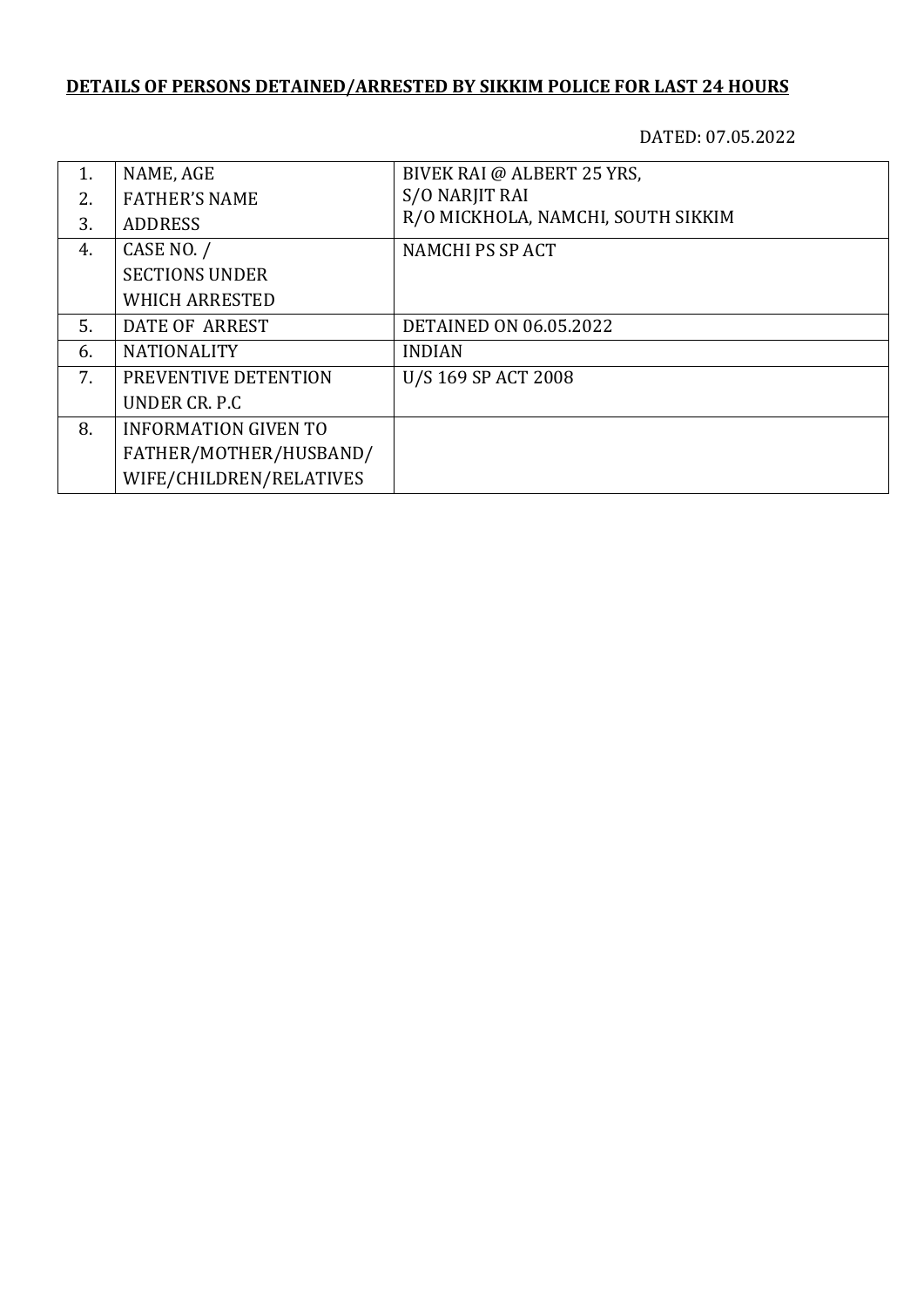**DETAILS OF PERSONS DETAINED/ARRESTED BY SIKKIM POLICE FOR LAST 24 HOURS**

DATED: 07.05.2022

| | | |
|---|---|---|
| 1.<br>2.<br>3. | NAME, AGE<br>FATHER'S NAME<br>ADDRESS | BIVEK RAI @ ALBERT 25 YRS,<br>S/O NARJIT RAI<br>R/O MICKHOLA, NAMCHI, SOUTH SIKKIM |
| 4. | CASE NO. /<br>SECTIONS UNDER<br>WHICH ARRESTED | NAMCHI PS SP ACT |
| 5. | DATE OF ARREST | DETAINED ON 06.05.2022 |
| 6. | NATIONALITY | INDIAN |
| 7. | PREVENTIVE DETENTION<br>UNDER CR. P.C | U/S 169 SP ACT 2008 |
| 8. | INFORMATION GIVEN TO<br>FATHER/MOTHER/HUSBAND/<br>WIFE/CHILDREN/RELATIVES | |